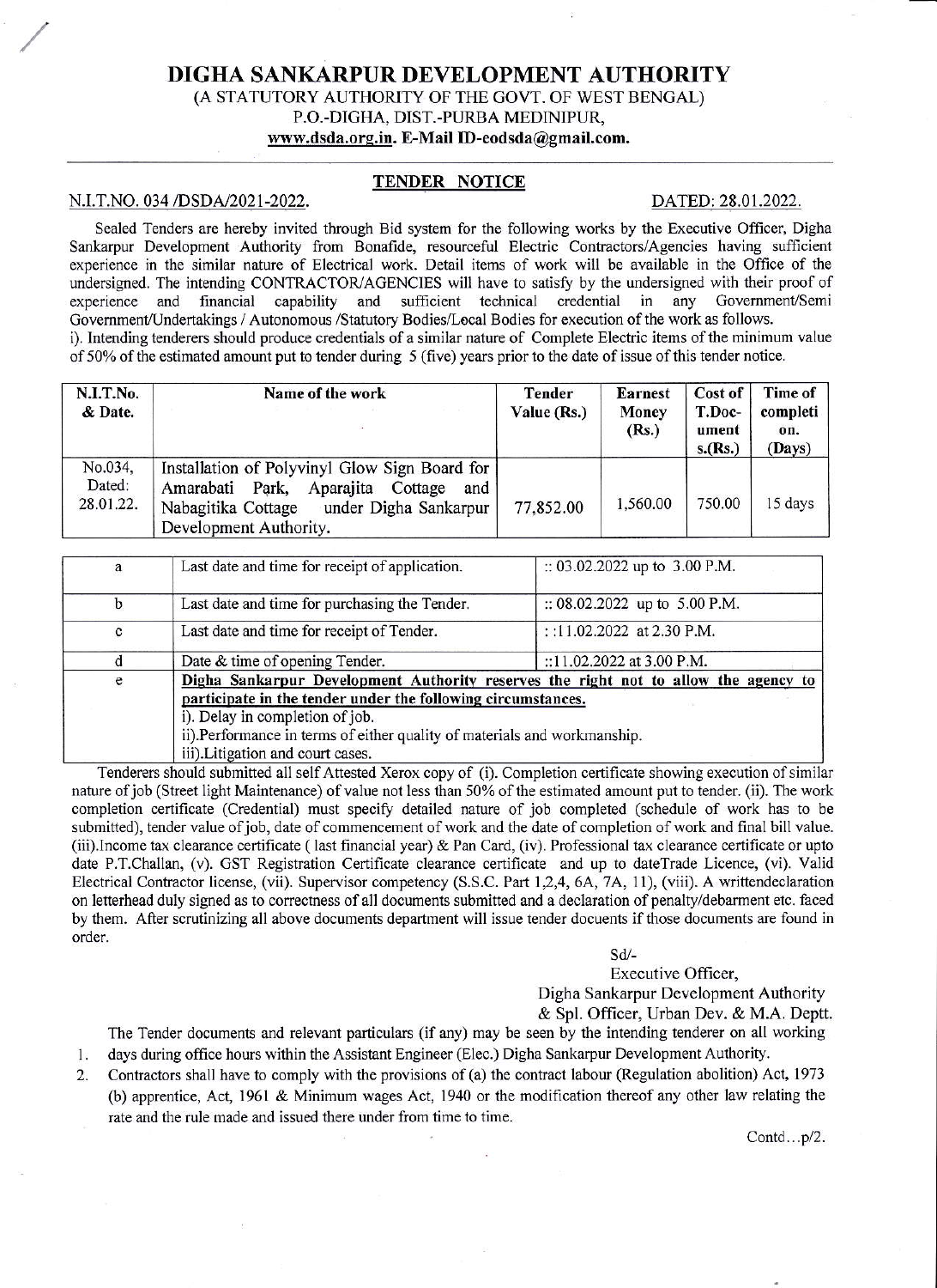# DIGHA SANKARPUR DEVELOPMENT AUTHORITY

(A STATUTORY AUTHORITY OF THE GOVT. OF WEST BENGAL)
P.O.-DIGHA, DIST.-PURBA MEDINIPUR,
www.dsda.org.in. E-Mail ID-eodsda@gmail.com.

## TENDER NOTICE

N.I.T.NO. 034 /DSDA/2021-2022. DATED: 28.01.2022.

Sealed Tenders are hereby invited through Bid system for the following works by the Executive Officer, Digha Sankarpur Development Authority from Bonafide, resourceful Electric Contractors/Agencies having sufficient experience in the similar nature of Electrical work. Detail items of work will be available in the Office of the undersigned. The intending CONTRACTOR/AGENCIES will have to satisfy by the undersigned with their proof of experience and financial capability and sufficient technical credential in any Government/Semi Government/Undertakings / Autonomous /Statutory Bodies/Local Bodies for execution of the work as follows.

i). Intending tenderers should produce credentials of a similar nature of Complete Electric items of the minimum value of 50% of the estimated amount put to tender during 5 (five) years prior to the date of issue of this tender notice.

| N.I.T.No. & Date. | Name of the work | Tender Value (Rs.) | Earnest Money (Rs.) | Cost of T.Doc-uments.(Rs.) | Time of completion. (Days) |
|---|---|---|---|---|---|
| No.034, Dated: 28.01.22. | Installation of Polyvinyl Glow Sign Board for Amarabati Park, Aparajita Cottage and Nabagitika Cottage under Digha Sankarpur Development Authority. | 77,852.00 | 1,560.00 | 750.00 | 15 days |

| a | Last date and time for receipt of application. | :: 03.02.2022 up to 3.00 P.M. |
|---|---|---|
| b | Last date and time for purchasing the Tender. | :: 08.02.2022 up to 5.00 P.M. |
| c | Last date and time for receipt of Tender. | ::11.02.2022 at 2.30 P.M. |
| d | Date & time of opening Tender. | ::11.02.2022 at 3.00 P.M. |
| e | **Digha Sankarpur Development Authority reserves the right not to allow the agency to participate in the tender under the following circumstances.** i). Delay in completion of job. ii).Performance in terms of either quality of materials and workmanship. iii).Litigation and court cases. | |

Tenderers should submitted all self Attested Xerox copy of (i). Completion certificate showing execution of similar nature of job (Street light Maintenance) of value not less than 50% of the estimated amount put to tender. (ii). The work completion certificate (Credential) must specify detailed nature of job completed (schedule of work has to be submitted), tender value of job, date of commencement of work and the date of completion of work and final bill value. (iii).Income tax clearance certificate ( last financial year) & Pan Card, (iv). Professional tax clearance certificate or upto date P.T.Challan, (v). GST Registration Certificate clearance certificate and up to dateTrade Licence, (vi). Valid Electrical Contractor license, (vii). Supervisor competency (S.S.C. Part 1,2,4, 6A, 7A, 11), (viii). A writtendeclaration on letterhead duly signed as to correctness of all documents submitted and a declaration of penalty/debarment etc. faced by them. After scrutinizing all above documents department will issue tender docuents if those documents are found in order.

Sd/-
Executive Officer,
Digha Sankarpur Development Authority
& Spl. Officer, Urban Dev. & M.A. Deptt.

1. The Tender documents and relevant particulars (if any) may be seen by the intending tenderer on all working days during office hours within the Assistant Engineer (Elec.) Digha Sankarpur Development Authority.
2. Contractors shall have to comply with the provisions of (a) the contract labour (Regulation abolition) Act, 1973 (b) apprentice, Act, 1961 & Minimum wages Act, 1940 or the modification thereof any other law relating the rate and the rule made and issued there under from time to time.

Contd...p/2.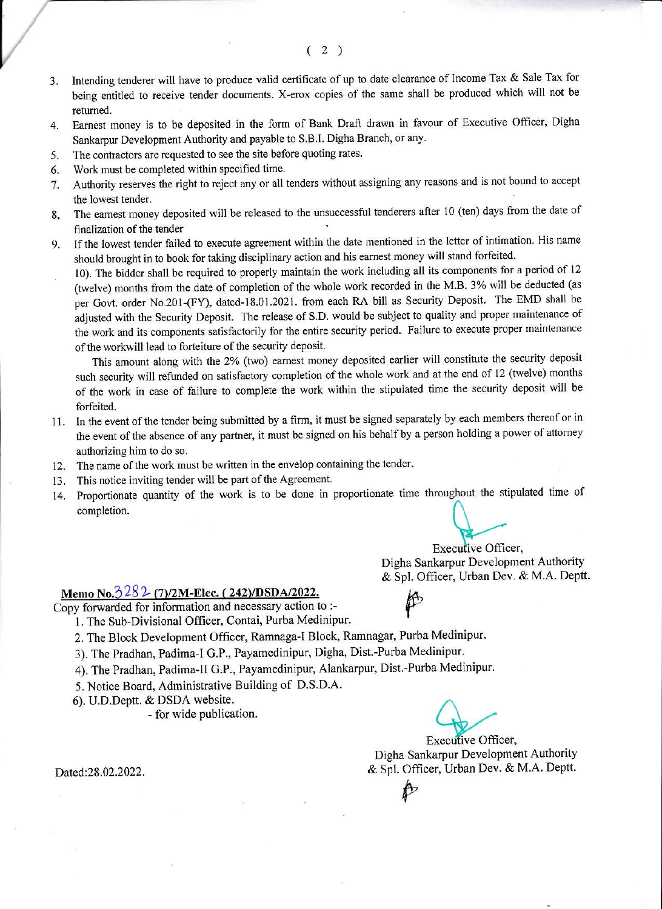3. Intending tenderer will have to produce valid certificate of up to date clearance of Income Tax & Sale Tax for being entitled to receive tender documents. X-erox copies of the same shall be produced which will not be returned.
4. Earnest money is to be deposited in the form of Bank Draft drawn in favour of Executive Officer, Digha Sankarpur Development Authority and payable to S.B.I. Digha Branch, or any.
5. The contractors are requested to see the site before quoting rates.
6. Work must be completed within specified time.
7. Authority reserves the right to reject any or all tenders without assigning any reasons and is not bound to accept the lowest tender.
8. The earnest money deposited will be released to the unsuccessful tenderers after 10 (ten) days from the date of finalization of the tender
9. If the lowest tender failed to execute agreement within the date mentioned in the letter of intimation. His name should brought in to book for taking disciplinary action and his earnest money will stand forfeited.

10). The bidder shall be required to properly maintain the work including all its components for a period of 12 (twelve) months from the date of completion of the whole work recorded in the M.B. 3% will be deducted (as per Govt. order No.201-(FY), dated-18.01.2021. from each RA bill as Security Deposit. The EMD shall be adjusted with the Security Deposit. The release of S.D. would be subject to quality and proper maintenance of the work and its components satisfactorily for the entire security period. Failure to execute proper maintenance of the workwill lead to forfeiture of the security deposit.

This amount along with the 2% (two) earnest money deposited earlier will constitute the security deposit such security will refunded on satisfactory completion of the whole work and at the end of 12 (twelve) months of the work in case of failure to complete the work within the stipulated time the security deposit will be forfeited.

11. In the event of the tender being submitted by a firm, it must be signed separately by each members thereof or in the event of the absence of any partner, it must be signed on his behalf by a person holding a power of attorney authorizing him to do so.
12. The name of the work must be written in the envelop containing the tender.
13. This notice inviting tender will be part of the Agreement.
14. Proportionate quantity of the work is to be done in proportionate time throughout the stipulated time of completion.

Executive Officer,
Digha Sankarpur Development Authority
& Spl. Officer, Urban Dev. & M.A. Deptt.

**Memo No.3282 (7)/2M-Elec. ( 242)/DSDA/2022.**

Copy forwarded for information and necessary action to :-

1. The Sub-Divisional Officer, Contai, Purba Medinipur.
2. The Block Development Officer, Ramnaga-I Block, Ramnagar, Purba Medinipur.
3). The Pradhan, Padima-I G.P., Payamedinipur, Digha, Dist.-Purba Medinipur.
4). The Pradhan, Padima-II G.P., Payamedinipur, Alankarpur, Dist.-Purba Medinipur.
5. Notice Board, Administrative Building of D.S.D.A.
6). U.D.Deptt. & DSDA website.

- for wide publication.

Dated:28.02.2022.

Executive Officer,
Digha Sankarpur Development Authority
& Spl. Officer, Urban Dev. & M.A. Deptt.